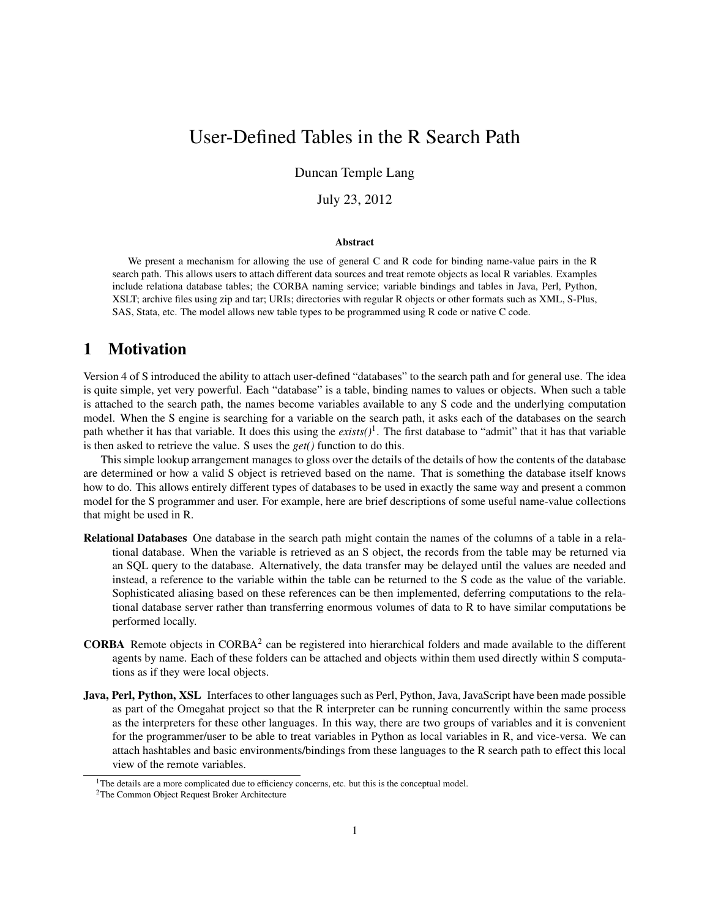# User-Defined Tables in the R Search Path

Duncan Temple Lang

July 23, 2012

**Abstract**

We present a mechanism for allowing the use of general C and R code for binding name-value pairs in the R search path. This allows users to attach different data sources and treat remote objects as local R variables. Examples include relationa database tables; the CORBA naming service; variable bindings and tables in Java, Perl, Python, XSLT; archive files using zip and tar; URIs; directories with regular R objects or other formats such as XML, S-Plus, SAS, Stata, etc. The model allows new table types to be programmed using R code or native C code.

## 1 Motivation

Version 4 of S introduced the ability to attach user-defined "databases" to the search path and for general use. The idea is quite simple, yet very powerful. Each "database" is a table, binding names to values or objects. When such a table is attached to the search path, the names become variables available to any S code and the underlying computation model. When the S engine is searching for a variable on the search path, it asks each of the databases on the search path whether it has that variable. It does this using the *exists()*[1]. The first database to "admit" that it has that variable is then asked to retrieve the value. S uses the *get()* function to do this.

This simple lookup arrangement manages to gloss over the details of the details of how the contents of the database are determined or how a valid S object is retrieved based on the name. That is something the database itself knows how to do. This allows entirely different types of databases to be used in exactly the same way and present a common model for the S programmer and user. For example, here are brief descriptions of some useful name-value collections that might be used in R.

**Relational Databases** One database in the search path might contain the names of the columns of a table in a relational database. When the variable is retrieved as an S object, the records from the table may be returned via an SQL query to the database. Alternatively, the data transfer may be delayed until the values are needed and instead, a reference to the variable within the table can be returned to the S code as the value of the variable. Sophisticated aliasing based on these references can be then implemented, deferring computations to the relational database server rather than transferring enormous volumes of data to R to have similar computations be performed locally.

**CORBA** Remote objects in CORBA[2] can be registered into hierarchical folders and made available to the different agents by name. Each of these folders can be attached and objects within them used directly within S computations as if they were local objects.

**Java, Perl, Python, XSL** Interfaces to other languages such as Perl, Python, Java, JavaScript have been made possible as part of the Omegahat project so that the R interpreter can be running concurrently within the same process as the interpreters for these other languages. In this way, there are two groups of variables and it is convenient for the programmer/user to be able to treat variables in Python as local variables in R, and vice-versa. We can attach hashtables and basic environments/bindings from these languages to the R search path to effect this local view of the remote variables.

[1] The details are a more complicated due to efficiency concerns, etc. but this is the conceptual model.

[2] The Common Object Request Broker Architecture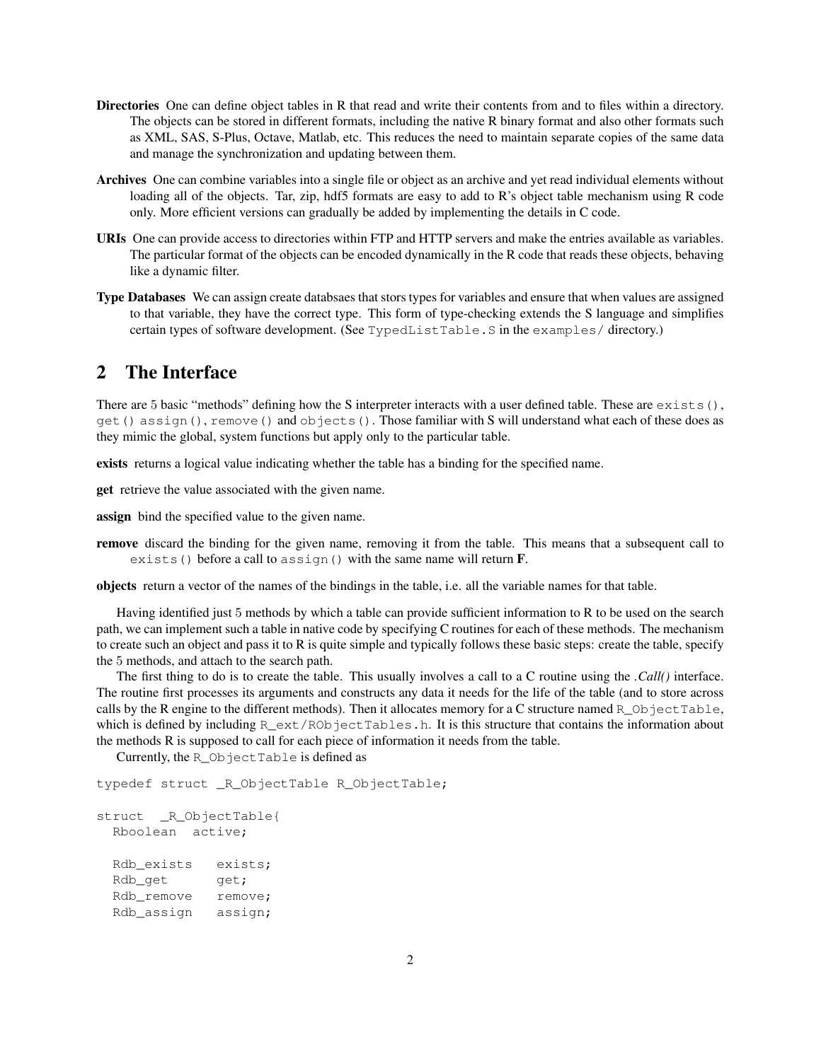**Directories** One can define object tables in R that read and write their contents from and to files within a directory. The objects can be stored in different formats, including the native R binary format and also other formats such as XML, SAS, S-Plus, Octave, Matlab, etc. This reduces the need to maintain separate copies of the same data and manage the synchronization and updating between them.

**Archives** One can combine variables into a single file or object as an archive and yet read individual elements without loading all of the objects. Tar, zip, hdf5 formats are easy to add to R's object table mechanism using R code only. More efficient versions can gradually be added by implementing the details in C code.

**URIs** One can provide access to directories within FTP and HTTP servers and make the entries available as variables. The particular format of the objects can be encoded dynamically in the R code that reads these objects, behaving like a dynamic filter.

**Type Databases** We can assign create databsaes that stors types for variables and ensure that when values are assigned to that variable, they have the correct type. This form of type-checking extends the S language and simplifies certain types of software development. (See `TypedListTable.S` in the `examples/` directory.)

## 2 The Interface

There are 5 basic "methods" defining how the S interpreter interacts with a user defined table. These are `exists()`, `get()` `assign()`, `remove()` and `objects()`. Those familiar with S will understand what each of these does as they mimic the global, system functions but apply only to the particular table.

**exists** returns a logical value indicating whether the table has a binding for the specified name.

**get** retrieve the value associated with the given name.

**assign** bind the specified value to the given name.

**remove** discard the binding for the given name, removing it from the table. This means that a subsequent call to `exists()` before a call to `assign()` with the same name will return **F**.

**objects** return a vector of the names of the bindings in the table, i.e. all the variable names for that table.

Having identified just 5 methods by which a table can provide sufficient information to R to be used on the search path, we can implement such a table in native code by specifying C routines for each of these methods. The mechanism to create such an object and pass it to R is quite simple and typically follows these basic steps: create the table, specify the 5 methods, and attach to the search path.

The first thing to do is to create the table. This usually involves a call to a C routine using the *.Call()* interface. The routine first processes its arguments and constructs any data it needs for the life of the table (and to store across calls by the R engine to the different methods). Then it allocates memory for a C structure named `R_ObjectTable`, which is defined by including `R_ext/RObjectTables.h`. It is this structure that contains the information about the methods R is supposed to call for each piece of information it needs from the table.

Currently, the `R_ObjectTable` is defined as

```
typedef struct _R_ObjectTable R_ObjectTable;

struct  _R_ObjectTable{
  Rboolean  active;

  Rdb_exists   exists;
  Rdb_get      get;
  Rdb_remove   remove;
  Rdb_assign   assign;
```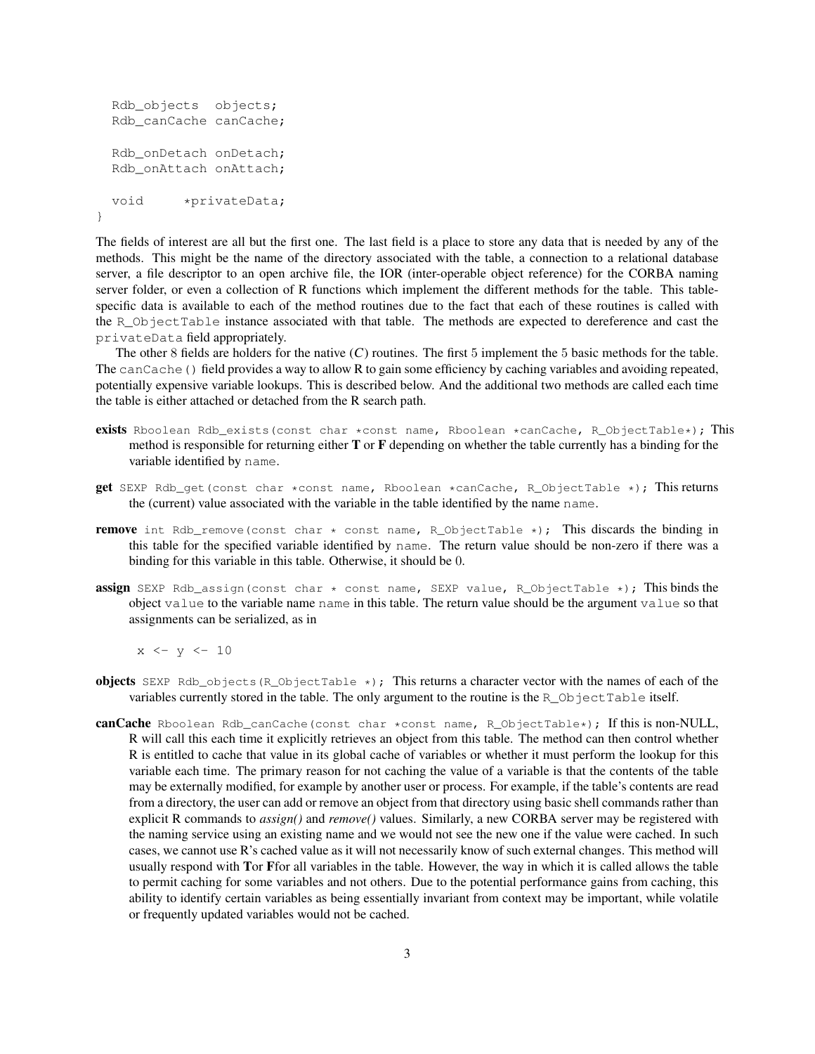```
  Rdb_objects  objects;
  Rdb_canCache canCache;

  Rdb_onDetach onDetach;
  Rdb_onAttach onAttach;

  void      *privateData;
}
```

The fields of interest are all but the first one. The last field is a place to store any data that is needed by any of the methods. This might be the name of the directory associated with the table, a connection to a relational database server, a file descriptor to an open archive file, the IOR (inter-operable object reference) for the CORBA naming server folder, or even a collection of R functions which implement the different methods for the table. This table-specific data is available to each of the method routines due to the fact that each of these routines is called with the `R_ObjectTable` instance associated with that table. The methods are expected to dereference and cast the `privateData` field appropriately.

The other 8 fields are holders for the native (*C*) routines. The first 5 implement the 5 basic methods for the table. The `canCache()` field provides a way to allow R to gain some efficiency by caching variables and avoiding repeated, potentially expensive variable lookups. This is described below. And the additional two methods are called each time the table is either attached or detached from the R search path.

**exists** `Rboolean Rdb_exists(const char *const name, Rboolean *canCache, R_ObjectTable*);` This method is responsible for returning either **T** or **F** depending on whether the table currently has a binding for the variable identified by `name`.

**get** `SEXP Rdb_get(const char *const name, Rboolean *canCache, R_ObjectTable *);` This returns the (current) value associated with the variable in the table identified by the name `name`.

**remove** `int Rdb_remove(const char * const name, R_ObjectTable *);` This discards the binding in this table for the specified variable identified by `name`. The return value should be non-zero if there was a binding for this variable in this table. Otherwise, it should be 0.

**assign** `SEXP Rdb_assign(const char * const name, SEXP value, R_ObjectTable *);` This binds the object `value` to the variable name `name` in this table. The return value should be the argument `value` so that assignments can be serialized, as in

```
x <- y <- 10
```

**objects** `SEXP Rdb_objects(R_ObjectTable *);` This returns a character vector with the names of each of the variables currently stored in the table. The only argument to the routine is the `R_ObjectTable` itself.

**canCache** `Rboolean Rdb_canCache(const char *const name, R_ObjectTable*);` If this is non-NULL, R will call this each time it explicitly retrieves an object from this table. The method can then control whether R is entitled to cache that value in its global cache of variables or whether it must perform the lookup for this variable each time. The primary reason for not caching the value of a variable is that the contents of the table may be externally modified, for example by another user or process. For example, if the table's contents are read from a directory, the user can add or remove an object from that directory using basic shell commands rather than explicit R commands to *assign()* and *remove()* values. Similarly, a new CORBA server may be registered with the naming service using an existing name and we would not see the new one if the value were cached. In such cases, we cannot use R's cached value as it will not necessarily know of such external changes. This method will usually respond with **T**or **F**for all variables in the table. However, the way in which it is called allows the table to permit caching for some variables and not others. Due to the potential performance gains from caching, this ability to identify certain variables as being essentially invariant from context may be important, while volatile or frequently updated variables would not be cached.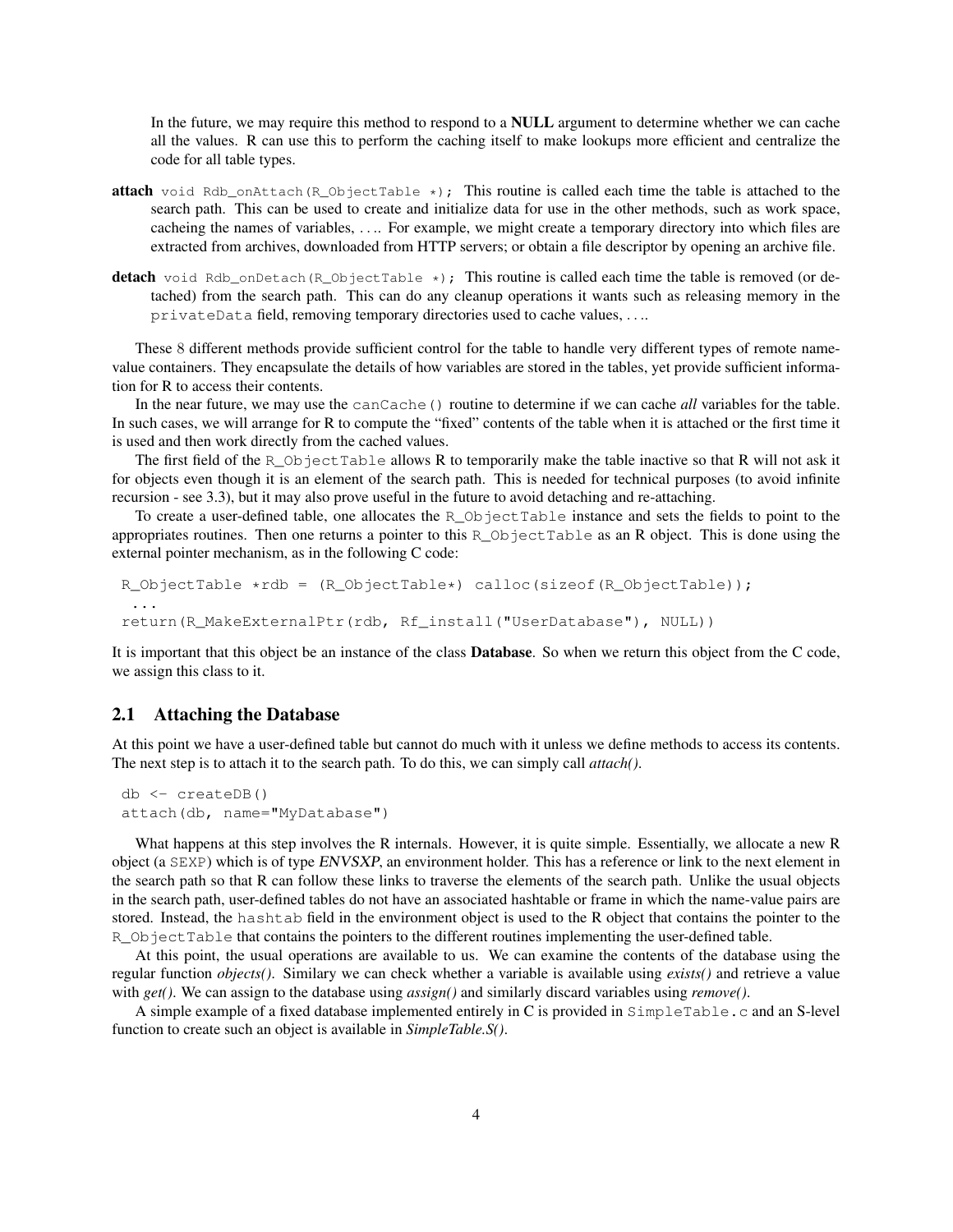In the future, we may require this method to respond to a **NULL** argument to determine whether we can cache all the values. R can use this to perform the caching itself to make lookups more efficient and centralize the code for all table types.

**attach** `void Rdb_onAttach(R_ObjectTable *);` This routine is called each time the table is attached to the search path. This can be used to create and initialize data for use in the other methods, such as work space, cacheing the names of variables, .... For example, we might create a temporary directory into which files are extracted from archives, downloaded from HTTP servers; or obtain a file descriptor by opening an archive file.

**detach** `void Rdb_onDetach(R_ObjectTable *);` This routine is called each time the table is removed (or detached) from the search path. This can do any cleanup operations it wants such as releasing memory in the `privateData` field, removing temporary directories used to cache values, ....

These 8 different methods provide sufficient control for the table to handle very different types of remote name-value containers. They encapsulate the details of how variables are stored in the tables, yet provide sufficient information for R to access their contents.

In the near future, we may use the `canCache()` routine to determine if we can cache *all* variables for the table. In such cases, we will arrange for R to compute the "fixed" contents of the table when it is attached or the first time it is used and then work directly from the cached values.

The first field of the `R_ObjectTable` allows R to temporarily make the table inactive so that R will not ask it for objects even though it is an element of the search path. This is needed for technical purposes (to avoid infinite recursion - see 3.3), but it may also prove useful in the future to avoid detaching and re-attaching.

To create a user-defined table, one allocates the `R_ObjectTable` instance and sets the fields to point to the appropriates routines. Then one returns a pointer to this `R_ObjectTable` as an R object. This is done using the external pointer mechanism, as in the following C code:

```
R_ObjectTable *rdb = (R_ObjectTable*) calloc(sizeof(R_ObjectTable));
 ...
return(R_MakeExternalPtr(rdb, Rf_install("UserDatabase"), NULL))
```

It is important that this object be an instance of the class **Database**. So when we return this object from the C code, we assign this class to it.

## 2.1 Attaching the Database

At this point we have a user-defined table but cannot do much with it unless we define methods to access its contents. The next step is to attach it to the search path. To do this, we can simply call *attach()*.

```
db <- createDB()
attach(db, name="MyDatabase")
```

What happens at this step involves the R internals. However, it is quite simple. Essentially, we allocate a new R object (a `SEXP`) which is of type *ENVSXP*, an environment holder. This has a reference or link to the next element in the search path so that R can follow these links to traverse the elements of the search path. Unlike the usual objects in the search path, user-defined tables do not have an associated hashtable or frame in which the name-value pairs are stored. Instead, the `hashtab` field in the environment object is used to the R object that contains the pointer to the `R_ObjectTable` that contains the pointers to the different routines implementing the user-defined table.

At this point, the usual operations are available to us. We can examine the contents of the database using the regular function *objects()*. Similary we can check whether a variable is available using *exists()* and retrieve a value with *get()*. We can assign to the database using *assign()* and similarly discard variables using *remove()*.

A simple example of a fixed database implemented entirely in C is provided in `SimpleTable.c` and an S-level function to create such an object is available in ***SimpleTable.S()***.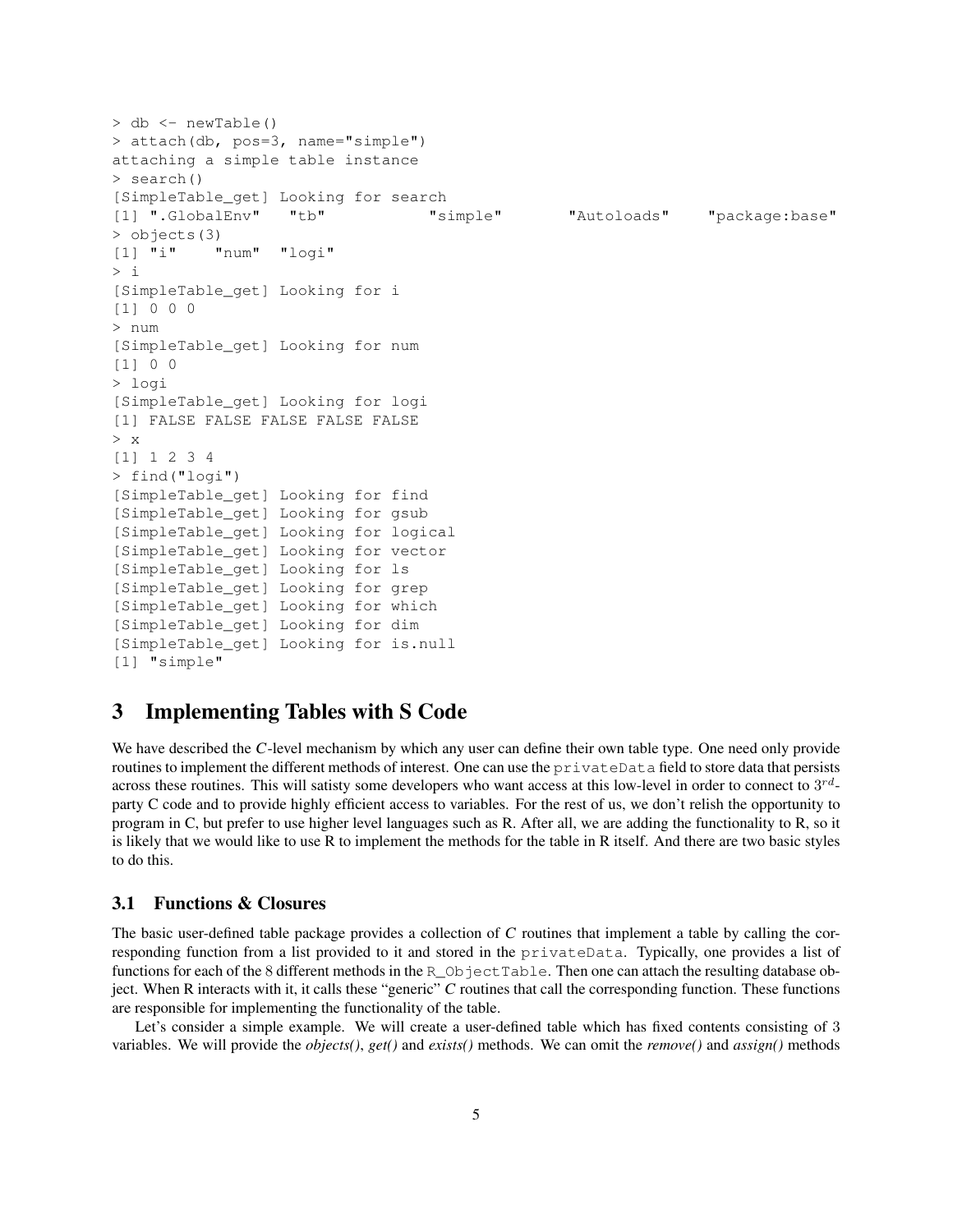```
> db <- newTable()
> attach(db, pos=3, name="simple")
attaching a simple table instance
> search()
[SimpleTable_get] Looking for search
[1] ".GlobalEnv"   "tb"           "simple"       "Autoloads"    "package:base"
> objects(3)
[1] "i"    "num"  "logi"
> i
[SimpleTable_get] Looking for i
[1] 0 0 0
> num
[SimpleTable_get] Looking for num
[1] 0 0
> logi
[SimpleTable_get] Looking for logi
[1] FALSE FALSE FALSE FALSE FALSE
> x
[1] 1 2 3 4
> find("logi")
[SimpleTable_get] Looking for find
[SimpleTable_get] Looking for gsub
[SimpleTable_get] Looking for logical
[SimpleTable_get] Looking for vector
[SimpleTable_get] Looking for ls
[SimpleTable_get] Looking for grep
[SimpleTable_get] Looking for which
[SimpleTable_get] Looking for dim
[SimpleTable_get] Looking for is.null
[1] "simple"
```

# 3 Implementing Tables with S Code

We have described the *C*-level mechanism by which any user can define their own table type. One need only provide routines to implement the different methods of interest. One can use the `privateData` field to store data that persists across these routines. This will satisty some developers who want access at this low-level in order to connect to $3^{rd}$-party C code and to provide highly efficient access to variables. For the rest of us, we don't relish the opportunity to program in C, but prefer to use higher level languages such as R. After all, we are adding the functionality to R, so it is likely that we would like to use R to implement the methods for the table in R itself. And there are two basic styles to do this.

## 3.1 Functions & Closures

The basic user-defined table package provides a collection of *C* routines that implement a table by calling the corresponding function from a list provided to it and stored in the `privateData`. Typically, one provides a list of functions for each of the 8 different methods in the `R_ObjectTable`. Then one can attach the resulting database object. When R interacts with it, it calls these "generic" *C* routines that call the corresponding function. These functions are responsible for implementing the functionality of the table.

Let's consider a simple example. We will create a user-defined table which has fixed contents consisting of 3 variables. We will provide the *objects()*, *get()* and *exists()* methods. We can omit the *remove()* and *assign()* methods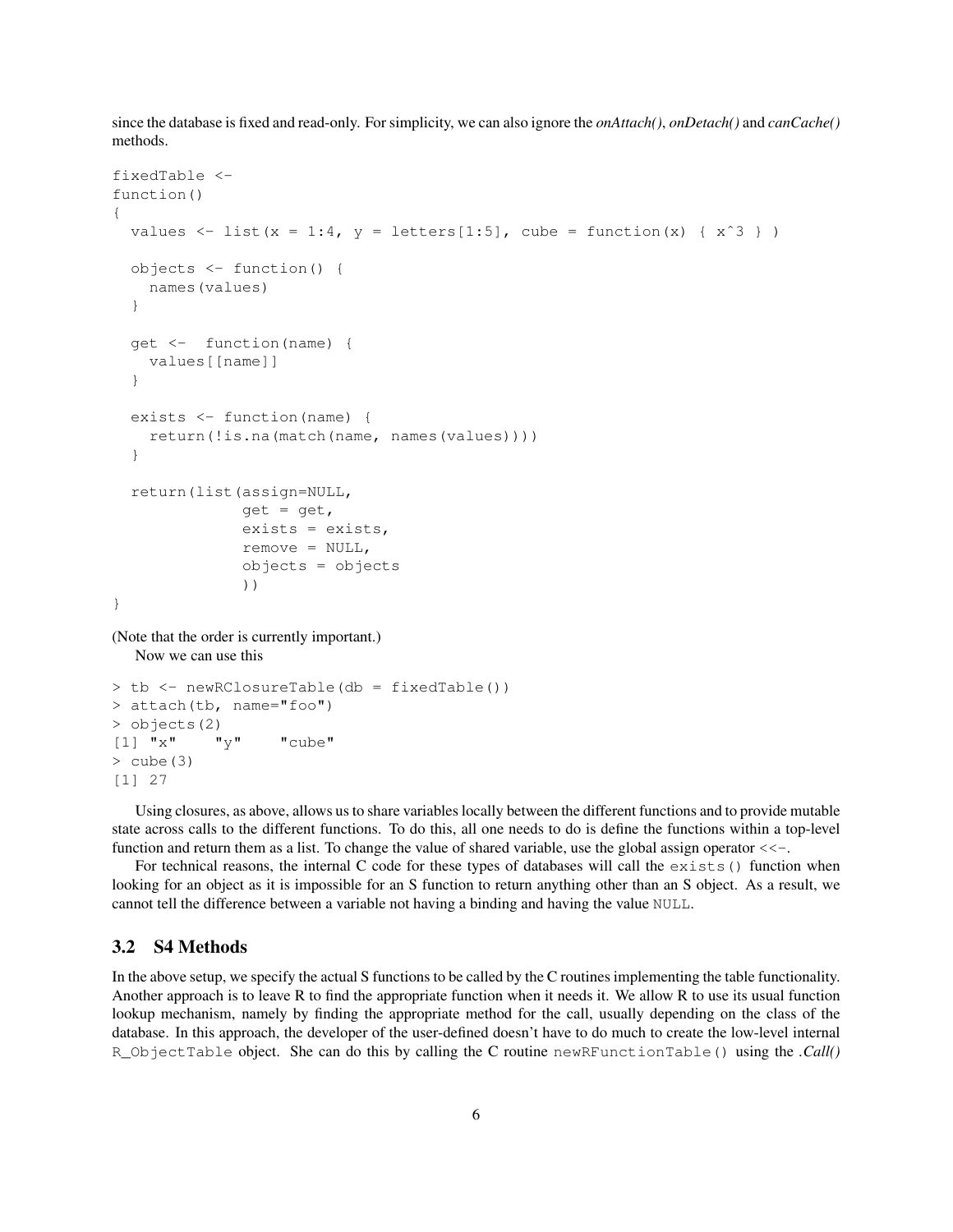since the database is fixed and read-only. For simplicity, we can also ignore the *onAttach()*, *onDetach()* and *canCache()* methods.

```
fixedTable <-
function()
{
  values <- list(x = 1:4, y = letters[1:5], cube = function(x) { x^3 } )

  objects <- function() {
    names(values)
  }

  get <-  function(name) {
    values[[name]]
  }

  exists <- function(name) {
    return(!is.na(match(name, names(values))))
  }

  return(list(assign=NULL,
              get = get,
              exists = exists,
              remove = NULL,
              objects = objects
              ))
}
```

(Note that the order is currently important.)

Now we can use this

```
> tb <- newRClosureTable(db = fixedTable())
> attach(tb, name="foo")
> objects(2)
[1] "x"    "y"    "cube"
> cube(3)
[1] 27
```

Using closures, as above, allows us to share variables locally between the different functions and to provide mutable state across calls to the different functions. To do this, all one needs to do is define the functions within a top-level function and return them as a list. To change the value of shared variable, use the global assign operator `<<-`.

For technical reasons, the internal C code for these types of databases will call the `exists()` function when looking for an object as it is impossible for an S function to return anything other than an S object. As a result, we cannot tell the difference between a variable not having a binding and having the value `NULL`.

## 3.2 S4 Methods

In the above setup, we specify the actual S functions to be called by the C routines implementing the table functionality. Another approach is to leave R to find the appropriate function when it needs it. We allow R to use its usual function lookup mechanism, namely by finding the appropriate method for the call, usually depending on the class of the database. In this approach, the developer of the user-defined doesn't have to do much to create the low-level internal `R_ObjectTable` object. She can do this by calling the C routine `newRFunctionTable()` using the *.Call()*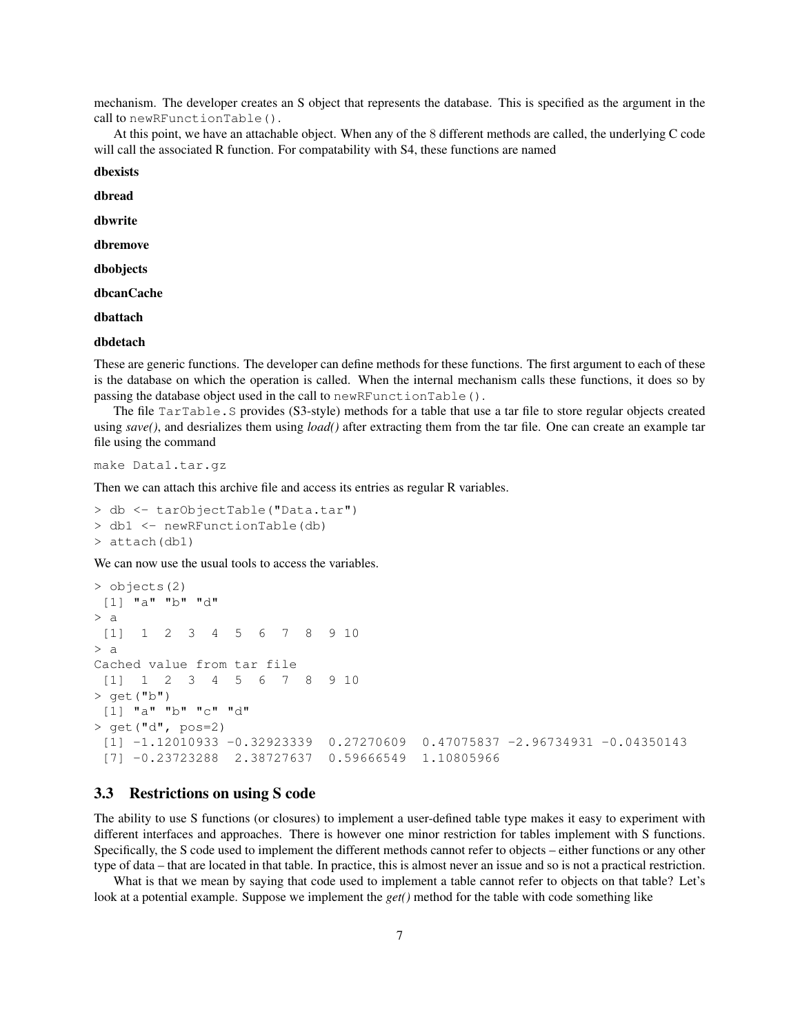mechanism. The developer creates an S object that represents the database. This is specified as the argument in the call to `newRFunctionTable()`.

At this point, we have an attachable object. When any of the 8 different methods are called, the underlying C code will call the associated R function. For compatability with S4, these functions are named

**dbexists**

**dbread**

**dbwrite**

**dbremove**

**dbobjects**

**dbcanCache**

**dbattach**

**dbdetach**

These are generic functions. The developer can define methods for these functions. The first argument to each of these is the database on which the operation is called. When the internal mechanism calls these functions, it does so by passing the database object used in the call to `newRFunctionTable()`.

The file `TarTable.S` provides (S3-style) methods for a table that use a tar file to store regular objects created using *save()*, and desrializes them using *load()* after extracting them from the tar file. One can create an example tar file using the command

```
make Data1.tar.gz
```

Then we can attach this archive file and access its entries as regular R variables.

```
> db <- tarObjectTable("Data.tar")
> db1 <- newRFunctionTable(db)
> attach(db1)
```

We can now use the usual tools to access the variables.

```
> objects(2)
 [1] "a" "b" "d"
> a
 [1]  1  2  3  4  5  6  7  8  9 10
> a
Cached value from tar file
 [1]  1  2  3  4  5  6  7  8  9 10
> get("b")
 [1] "a" "b" "c" "d"
> get("d", pos=2)
 [1] -1.12010933 -0.32923339  0.27270609  0.47075837 -2.96734931 -0.04350143
 [7] -0.23723288  2.38727637  0.59666549  1.10805966
```

## 3.3 Restrictions on using S code

The ability to use S functions (or closures) to implement a user-defined table type makes it easy to experiment with different interfaces and approaches. There is however one minor restriction for tables implement with S functions. Specifically, the S code used to implement the different methods cannot refer to objects – either functions or any other type of data – that are located in that table. In practice, this is almost never an issue and so is not a practical restriction.

What is that we mean by saying that code used to implement a table cannot refer to objects on that table? Let's look at a potential example. Suppose we implement the *get()* method for the table with code something like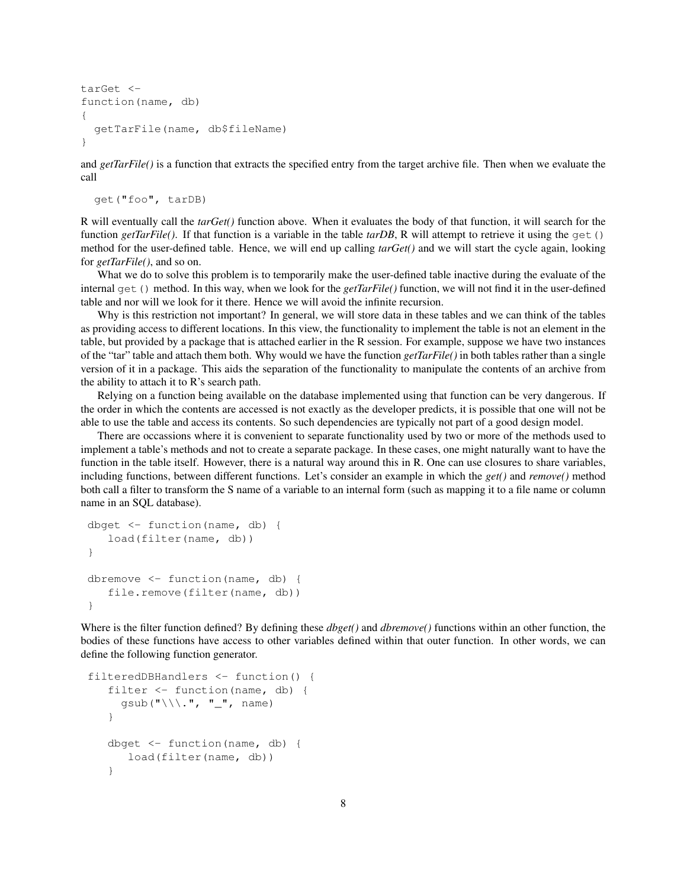```
tarGet <-
function(name, db)
{
  getTarFile(name, db$fileName)
}
```

and *getTarFile()* is a function that extracts the specified entry from the target archive file. Then when we evaluate the call

```
  get("foo", tarDB)
```

R will eventually call the *tarGet()* function above. When it evaluates the body of that function, it will search for the function *getTarFile()*. If that function is a variable in the table *tarDB*, R will attempt to retrieve it using the `get()` method for the user-defined table. Hence, we will end up calling *tarGet()* and we will start the cycle again, looking for *getTarFile()*, and so on.

What we do to solve this problem is to temporarily make the user-defined table inactive during the evaluate of the internal `get()` method. In this way, when we look for the *getTarFile()* function, we will not find it in the user-defined table and nor will we look for it there. Hence we will avoid the infinite recursion.

Why is this restriction not important? In general, we will store data in these tables and we can think of the tables as providing access to different locations. In this view, the functionality to implement the table is not an element in the table, but provided by a package that is attached earlier in the R session. For example, suppose we have two instances of the "tar" table and attach them both. Why would we have the function *getTarFile()* in both tables rather than a single version of it in a package. This aids the separation of the functionality to manipulate the contents of an archive from the ability to attach it to R's search path.

Relying on a function being available on the database implemented using that function can be very dangerous. If the order in which the contents are accessed is not exactly as the developer predicts, it is possible that one will not be able to use the table and access its contents. So such dependencies are typically not part of a good design model.

There are occassions where it is convenient to separate functionality used by two or more of the methods used to implement a table's methods and not to create a separate package. In these cases, one might naturally want to have the function in the table itself. However, there is a natural way around this in R. One can use closures to share variables, including functions, between different functions. Let's consider an example in which the *get()* and *remove()* method both call a filter to transform the S name of a variable to an internal form (such as mapping it to a file name or column name in an SQL database).

```
dbget <- function(name, db) {
   load(filter(name, db))
}

dbremove <- function(name, db) {
   file.remove(filter(name, db))
}
```

Where is the filter function defined? By defining these *dbget()* and *dbremove()* functions within an other function, the bodies of these functions have access to other variables defined within that outer function. In other words, we can define the following function generator.

```
filteredDBHandlers <- function() {
   filter <- function(name, db) {
     gsub("\\\.", "_", name)
   }

   dbget <- function(name, db) {
      load(filter(name, db))
   }
```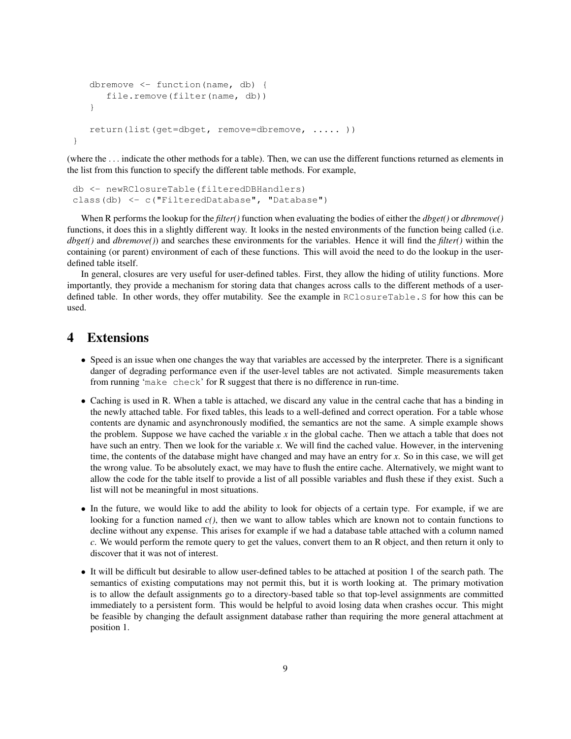```
    dbremove <- function(name, db) {
       file.remove(filter(name, db))
    }

    return(list(get=dbget, remove=dbremove, ..... ))
}
```

(where the ... indicate the other methods for a table). Then, we can use the different functions returned as elements in the list from this function to specify the different table methods. For example,

```
db <- newRClosureTable(filteredDBHandlers)
class(db) <- c("FilteredDatabase", "Database")
```

When R performs the lookup for the *filter()* function when evaluating the bodies of either the *dbget()* or *dbremove()* functions, it does this in a slightly different way. It looks in the nested environments of the function being called (i.e. *dbget()* and *dbremove()*) and searches these environments for the variables. Hence it will find the *filter()* within the containing (or parent) environment of each of these functions. This will avoid the need to do the lookup in the user-defined table itself.

In general, closures are very useful for user-defined tables. First, they allow the hiding of utility functions. More importantly, they provide a mechanism for storing data that changes across calls to the different methods of a user-defined table. In other words, they offer mutability. See the example in `RClosureTable.S` for how this can be used.

# 4 Extensions

- Speed is an issue when one changes the way that variables are accessed by the interpreter. There is a significant danger of degrading performance even if the user-level tables are not activated. Simple measurements taken from running '`make check`' for R suggest that there is no difference in run-time.
- Caching is used in R. When a table is attached, we discard any value in the central cache that has a binding in the newly attached table. For fixed tables, this leads to a well-defined and correct operation. For a table whose contents are dynamic and asynchronously modified, the semantics are not the same. A simple example shows the problem. Suppose we have cached the variable *x* in the global cache. Then we attach a table that does not have such an entry. Then we look for the variable *x*. We will find the cached value. However, in the intervening time, the contents of the database might have changed and may have an entry for *x*. So in this case, we will get the wrong value. To be absolutely exact, we may have to flush the entire cache. Alternatively, we might want to allow the code for the table itself to provide a list of all possible variables and flush these if they exist. Such a list will not be meaningful in most situations.
- In the future, we would like to add the ability to look for objects of a certain type. For example, if we are looking for a function named *c()*, then we want to allow tables which are known not to contain functions to decline without any expense. This arises for example if we had a database table attached with a column named *c*. We would perform the remote query to get the values, convert them to an R object, and then return it only to discover that it was not of interest.
- It will be difficult but desirable to allow user-defined tables to be attached at position 1 of the search path. The semantics of existing computations may not permit this, but it is worth looking at. The primary motivation is to allow the default assignments go to a directory-based table so that top-level assignments are committed immediately to a persistent form. This would be helpful to avoid losing data when crashes occur. This might be feasible by changing the default assignment database rather than requiring the more general attachment at position 1.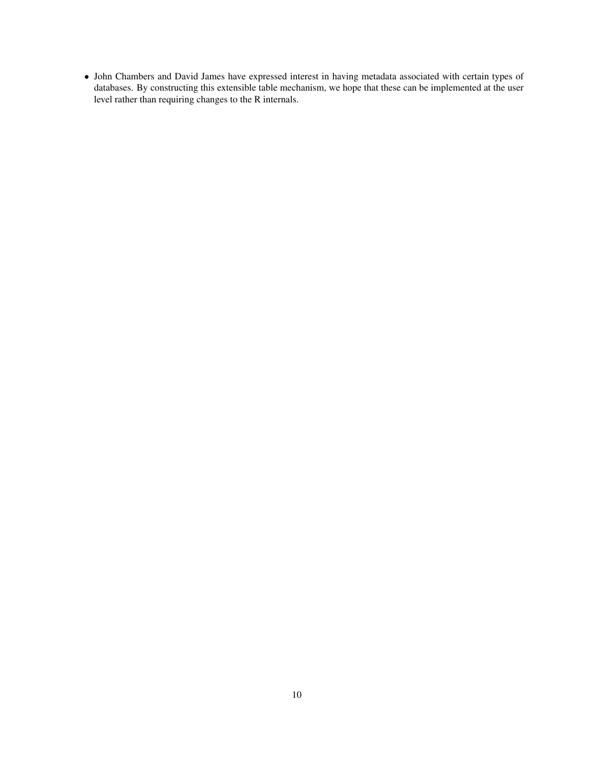- John Chambers and David James have expressed interest in having metadata associated with certain types of databases. By constructing this extensible table mechanism, we hope that these can be implemented at the user level rather than requiring changes to the R internals.